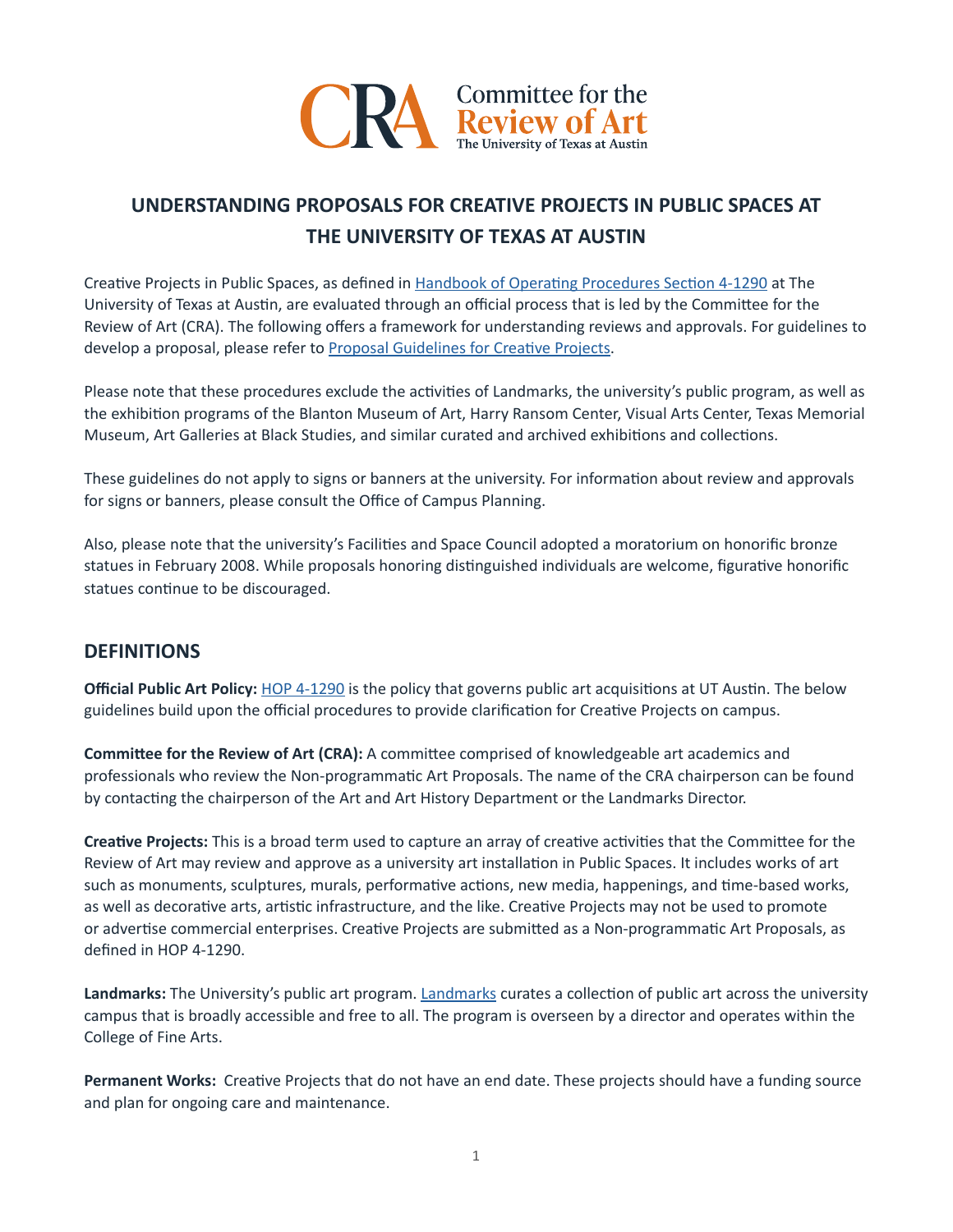Committee for the Review of Art
The University of Texas at Austin

# UNDERSTANDING PROPOSALS FOR CREATIVE PROJECTS IN PUBLIC SPACES AT THE UNIVERSITY OF TEXAS AT AUSTIN

Creative Projects in Public Spaces, as defined in [Handbook of Operating Procedures Section 4-1290](#) at The University of Texas at Austin, are evaluated through an official process that is led by the Committee for the Review of Art (CRA). The following offers a framework for understanding reviews and approvals. For guidelines to develop a proposal, please refer to [Proposal Guidelines for Creative Projects](#).

Please note that these procedures exclude the activities of Landmarks, the university's public program, as well as the exhibition programs of the Blanton Museum of Art, Harry Ransom Center, Visual Arts Center, Texas Memorial Museum, Art Galleries at Black Studies, and similar curated and archived exhibitions and collections.

These guidelines do not apply to signs or banners at the university. For information about review and approvals for signs or banners, please consult the Office of Campus Planning.

Also, please note that the university's Facilities and Space Council adopted a moratorium on honorific bronze statues in February 2008. While proposals honoring distinguished individuals are welcome, figurative honorific statues continue to be discouraged.

## DEFINITIONS

**Official Public Art Policy:** [HOP 4-1290](#) is the policy that governs public art acquisitions at UT Austin. The below guidelines build upon the official procedures to provide clarification for Creative Projects on campus.

**Committee for the Review of Art (CRA):** A committee comprised of knowledgeable art academics and professionals who review the Non-programmatic Art Proposals. The name of the CRA chairperson can be found by contacting the chairperson of the Art and Art History Department or the Landmarks Director.

**Creative Projects:** This is a broad term used to capture an array of creative activities that the Committee for the Review of Art may review and approve as a university art installation in Public Spaces. It includes works of art such as monuments, sculptures, murals, performative actions, new media, happenings, and time-based works, as well as decorative arts, artistic infrastructure, and the like. Creative Projects may not be used to promote or advertise commercial enterprises. Creative Projects are submitted as a Non-programmatic Art Proposals, as defined in HOP 4-1290.

**Landmarks:** The University's public art program. [Landmarks](#) curates a collection of public art across the university campus that is broadly accessible and free to all. The program is overseen by a director and operates within the College of Fine Arts.

**Permanent Works:** Creative Projects that do not have an end date. These projects should have a funding source and plan for ongoing care and maintenance.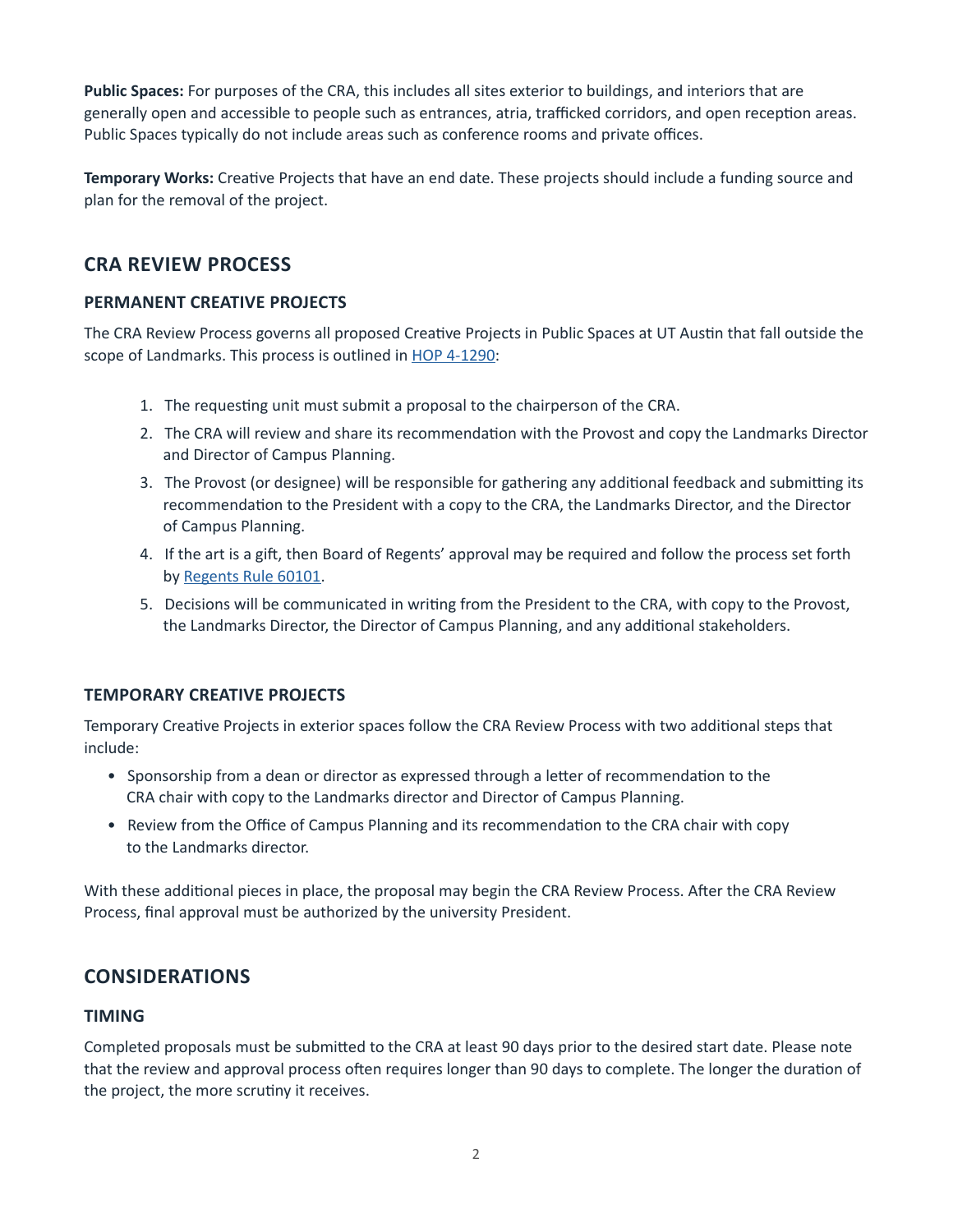**Public Spaces:** For purposes of the CRA, this includes all sites exterior to buildings, and interiors that are generally open and accessible to people such as entrances, atria, trafficked corridors, and open reception areas. Public Spaces typically do not include areas such as conference rooms and private offices.

**Temporary Works:** Creative Projects that have an end date. These projects should include a funding source and plan for the removal of the project.

## CRA REVIEW PROCESS

### PERMANENT CREATIVE PROJECTS

The CRA Review Process governs all proposed Creative Projects in Public Spaces at UT Austin that fall outside the scope of Landmarks. This process is outlined in HOP 4-1290:

1. The requesting unit must submit a proposal to the chairperson of the CRA.
2. The CRA will review and share its recommendation with the Provost and copy the Landmarks Director and Director of Campus Planning.
3. The Provost (or designee) will be responsible for gathering any additional feedback and submitting its recommendation to the President with a copy to the CRA, the Landmarks Director, and the Director of Campus Planning.
4. If the art is a gift, then Board of Regents' approval may be required and follow the process set forth by Regents Rule 60101.
5. Decisions will be communicated in writing from the President to the CRA, with copy to the Provost, the Landmarks Director, the Director of Campus Planning, and any additional stakeholders.

### TEMPORARY CREATIVE PROJECTS

Temporary Creative Projects in exterior spaces follow the CRA Review Process with two additional steps that include:

- Sponsorship from a dean or director as expressed through a letter of recommendation to the CRA chair with copy to the Landmarks director and Director of Campus Planning.
- Review from the Office of Campus Planning and its recommendation to the CRA chair with copy to the Landmarks director.

With these additional pieces in place, the proposal may begin the CRA Review Process. After the CRA Review Process, final approval must be authorized by the university President.

## CONSIDERATIONS

### TIMING

Completed proposals must be submitted to the CRA at least 90 days prior to the desired start date. Please note that the review and approval process often requires longer than 90 days to complete. The longer the duration of the project, the more scrutiny it receives.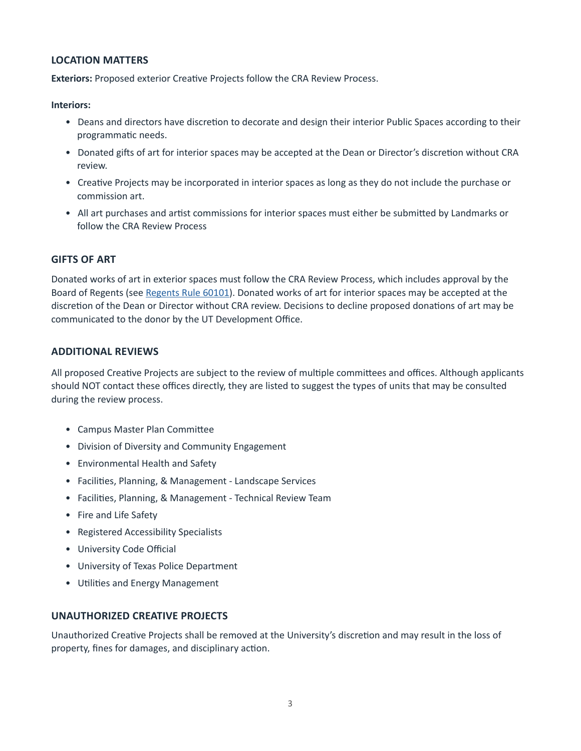## LOCATION MATTERS

**Exteriors:** Proposed exterior Creative Projects follow the CRA Review Process.

**Interiors:**

- Deans and directors have discretion to decorate and design their interior Public Spaces according to their programmatic needs.
- Donated gifts of art for interior spaces may be accepted at the Dean or Director's discretion without CRA review.
- Creative Projects may be incorporated in interior spaces as long as they do not include the purchase or commission art.
- All art purchases and artist commissions for interior spaces must either be submitted by Landmarks or follow the CRA Review Process

## GIFTS OF ART

Donated works of art in exterior spaces must follow the CRA Review Process, which includes approval by the Board of Regents (see [Regents Rule 60101]). Donated works of art for interior spaces may be accepted at the discretion of the Dean or Director without CRA review. Decisions to decline proposed donations of art may be communicated to the donor by the UT Development Office.

## ADDITIONAL REVIEWS

All proposed Creative Projects are subject to the review of multiple committees and offices. Although applicants should NOT contact these offices directly, they are listed to suggest the types of units that may be consulted during the review process.

- Campus Master Plan Committee
- Division of Diversity and Community Engagement
- Environmental Health and Safety
- Facilities, Planning, & Management - Landscape Services
- Facilities, Planning, & Management - Technical Review Team
- Fire and Life Safety
- Registered Accessibility Specialists
- University Code Official
- University of Texas Police Department
- Utilities and Energy Management

## UNAUTHORIZED CREATIVE PROJECTS

Unauthorized Creative Projects shall be removed at the University's discretion and may result in the loss of property, fines for damages, and disciplinary action.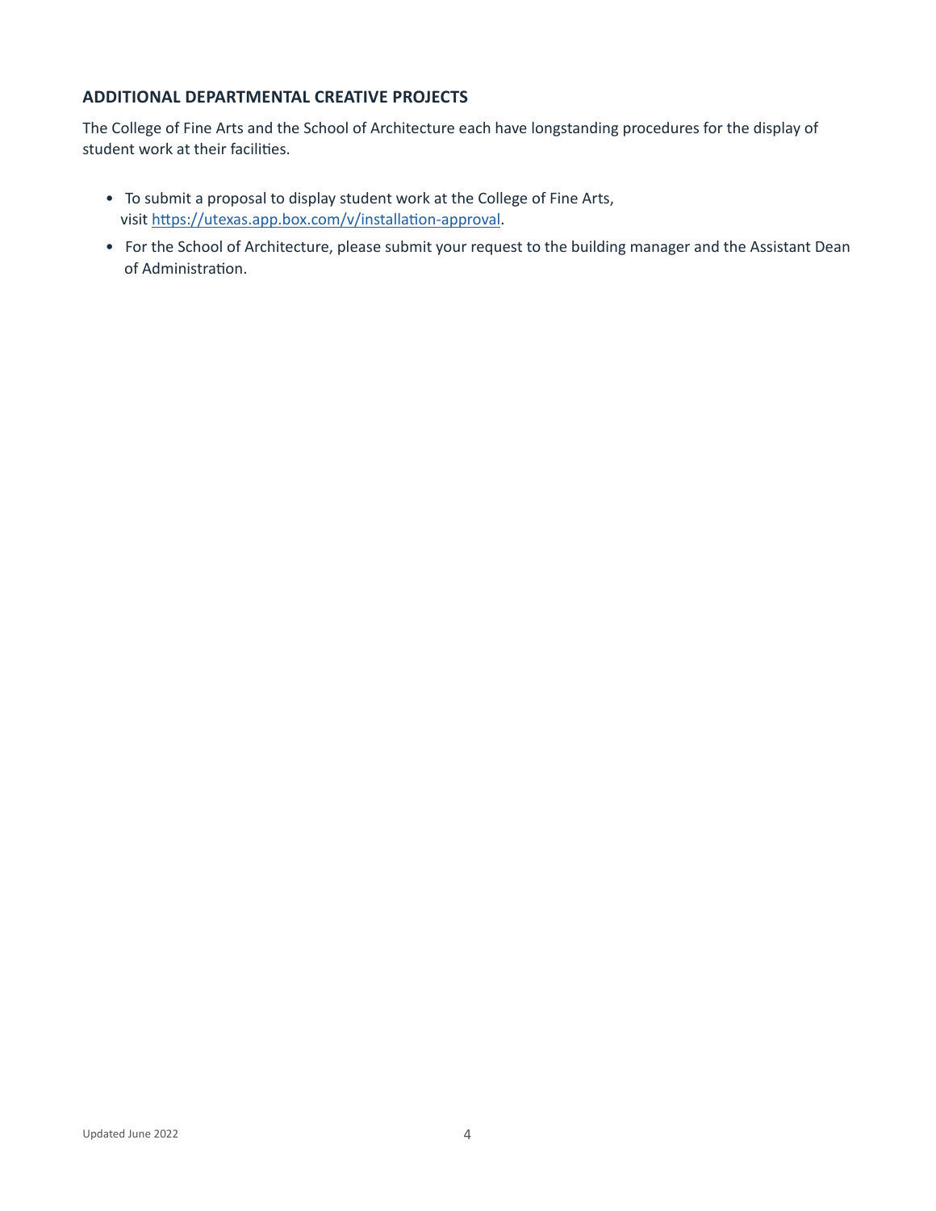## ADDITIONAL DEPARTMENTAL CREATIVE PROJECTS

The College of Fine Arts and the School of Architecture each have longstanding procedures for the display of student work at their facilities.

- To submit a proposal to display student work at the College of Fine Arts, visit [https://utexas.app.box.com/v/installation-approval](https://utexas.app.box.com/v/installation-approval).
- For the School of Architecture, please submit your request to the building manager and the Assistant Dean of Administration.